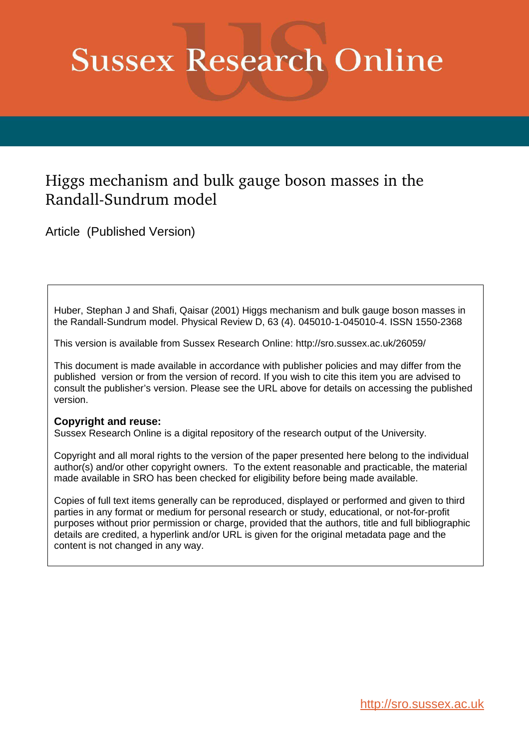# Sussex Research Online

## Higgs mechanism and bulk gauge boson masses in the Randall-Sundrum model

Article (Published Version)

Huber, Stephan J and Shafi, Qaisar (2001) Higgs mechanism and bulk gauge boson masses in the Randall-Sundrum model. Physical Review D, 63 (4). 045010-1-045010-4. ISSN 1550-2368

This version is available from Sussex Research Online: http://sro.sussex.ac.uk/26059/

This document is made available in accordance with publisher policies and may differ from the published version or from the version of record. If you wish to cite this item you are advised to consult the publisher's version. Please see the URL above for details on accessing the published version.

**Copyright and reuse:**
Sussex Research Online is a digital repository of the research output of the University.

Copyright and all moral rights to the version of the paper presented here belong to the individual author(s) and/or other copyright owners. To the extent reasonable and practicable, the material made available in SRO has been checked for eligibility before being made available.

Copies of full text items generally can be reproduced, displayed or performed and given to third parties in any format or medium for personal research or study, educational, or not-for-profit purposes without prior permission or charge, provided that the authors, title and full bibliographic details are credited, a hyperlink and/or URL is given for the original metadata page and the content is not changed in any way.

http://sro.sussex.ac.uk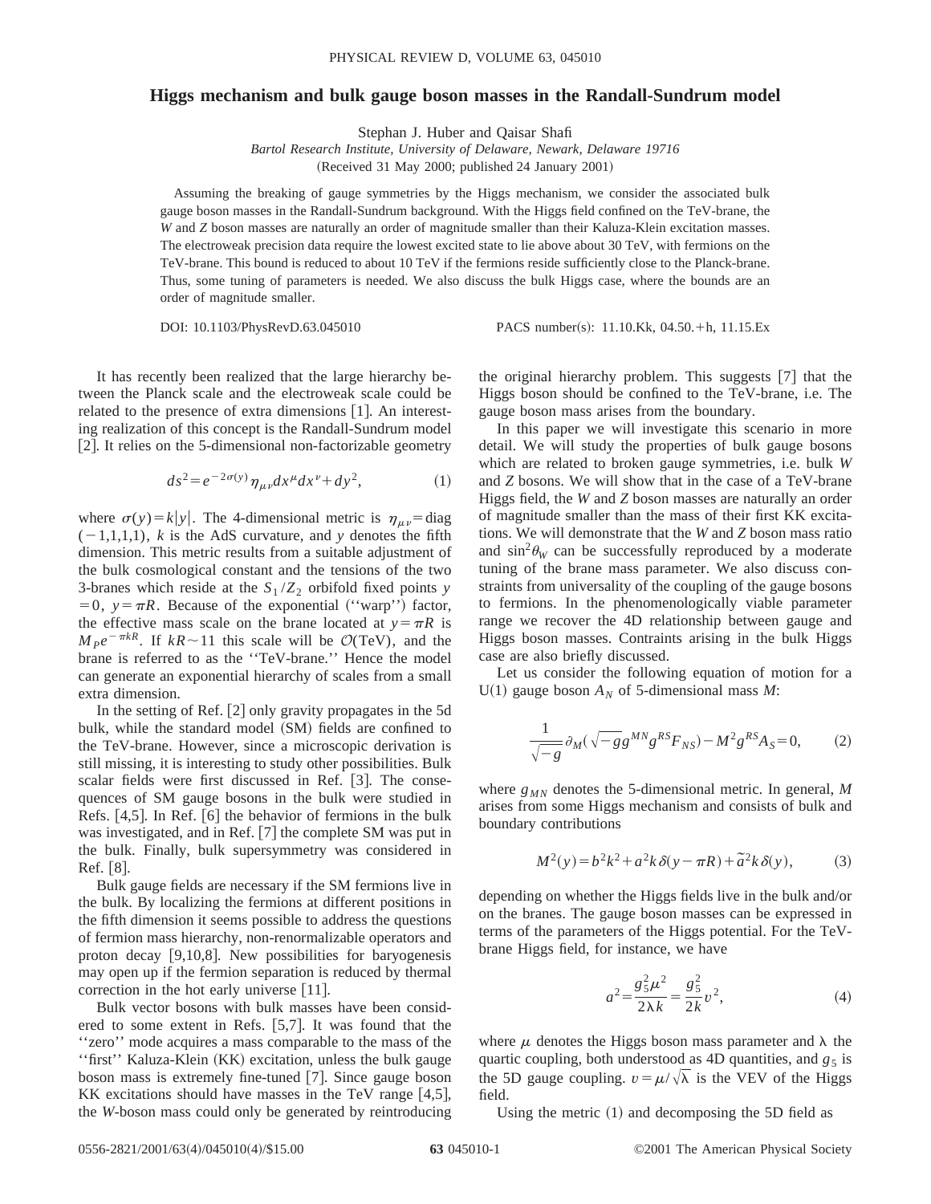# Higgs mechanism and bulk gauge boson masses in the Randall-Sundrum model

Stephan J. Huber and Qaisar Shafi

*Bartol Research Institute, University of Delaware, Newark, Delaware 19716*

(Received 31 May 2000; published 24 January 2001)

Assuming the breaking of gauge symmetries by the Higgs mechanism, we consider the associated bulk gauge boson masses in the Randall-Sundrum background. With the Higgs field confined on the TeV-brane, the *W* and *Z* boson masses are naturally an order of magnitude smaller than their Kaluza-Klein excitation masses. The electroweak precision data require the lowest excited state to lie above about 30 TeV, with fermions on the TeV-brane. This bound is reduced to about 10 TeV if the fermions reside sufficiently close to the Planck-brane. Thus, some tuning of parameters is needed. We also discuss the bulk Higgs case, where the bounds are an order of magnitude smaller.

DOI: 10.1103/PhysRevD.63.045010 PACS number(s): 11.10.Kk, 04.50.+h, 11.15.Ex

It has recently been realized that the large hierarchy between the Planck scale and the electroweak scale could be related to the presence of extra dimensions [1]. An interesting realization of this concept is the Randall-Sundrum model [2]. It relies on the 5-dimensional non-factorizable geometry

$$ds^2 = e^{-2\sigma(y)}\eta_{\mu\nu}dx^\mu dx^\nu + dy^2, \tag{1}$$

where $\sigma(y) = k|y|$. The 4-dimensional metric is $\eta_{\mu\nu} = \mathrm{diag}(-1,1,1,1)$, $k$ is the AdS curvature, and $y$ denotes the fifth dimension. This metric results from a suitable adjustment of the bulk cosmological constant and the tensions of the two 3-branes which reside at the $S_1/Z_2$ orbifold fixed points $y=0$, $y=\pi R$. Because of the exponential ("warp") factor, the effective mass scale on the brane located at $y=\pi R$ is $M_P e^{-\pi kR}$. If $kR \sim 11$ this scale will be $\mathcal{O}(\mathrm{TeV})$, and the brane is referred to as the "TeV-brane." Hence the model can generate an exponential hierarchy of scales from a small extra dimension.

In the setting of Ref. [2] only gravity propagates in the 5d bulk, while the standard model (SM) fields are confined to the TeV-brane. However, since a microscopic derivation is still missing, it is interesting to study other possibilities. Bulk scalar fields were first discussed in Ref. [3]. The consequences of SM gauge bosons in the bulk were studied in Refs. [4,5]. In Ref. [6] the behavior of fermions in the bulk was investigated, and in Ref. [7] the complete SM was put in the bulk. Finally, bulk supersymmetry was considered in Ref. [8].

Bulk gauge fields are necessary if the SM fermions live in the bulk. By localizing the fermions at different positions in the fifth dimension it seems possible to address the questions of fermion mass hierarchy, non-renormalizable operators and proton decay [9,10,8]. New possibilities for baryogenesis may open up if the fermion separation is reduced by thermal correction in the hot early universe [11].

Bulk vector bosons with bulk masses have been considered to some extent in Refs. [5,7]. It was found that the "zero" mode acquires a mass comparable to the mass of the "first" Kaluza-Klein (KK) excitation, unless the bulk gauge boson mass is extremely fine-tuned [7]. Since gauge boson KK excitations should have masses in the TeV range [4,5], the *W*-boson mass could only be generated by reintroducing the original hierarchy problem. This suggests [7] that the Higgs boson should be confined to the TeV-brane, i.e. The gauge boson mass arises from the boundary.

In this paper we will investigate this scenario in more detail. We will study the properties of bulk gauge bosons which are related to broken gauge symmetries, i.e. bulk *W* and *Z* bosons. We will show that in the case of a TeV-brane Higgs field, the *W* and *Z* boson masses are naturally an order of magnitude smaller than the mass of their first KK excitations. We will demonstrate that the *W* and *Z* boson mass ratio and $\sin^2\theta_W$ can be successfully reproduced by a moderate tuning of the brane mass parameter. We also discuss constraints from universality of the coupling of the gauge bosons to fermions. In the phenomenologically viable parameter range we recover the 4D relationship between gauge and Higgs boson masses. Contraints arising in the bulk Higgs case are also briefly discussed.

Let us consider the following equation of motion for a U(1) gauge boson $A_N$ of 5-dimensional mass $M$:

$$\frac{1}{\sqrt{-g}}\partial_M(\sqrt{-g}g^{MN}g^{RS}F_{NS}) - M^2 g^{RS}A_S = 0, \tag{2}$$

where $g_{MN}$ denotes the 5-dimensional metric. In general, $M$ arises from some Higgs mechanism and consists of bulk and boundary contributions

$$M^2(y) = b^2k^2 + a^2k\,\delta(y-\pi R) + \tilde{a}^2k\,\delta(y), \tag{3}$$

depending on whether the Higgs fields live in the bulk and/or on the branes. The gauge boson masses can be expressed in terms of the parameters of the Higgs potential. For the TeV-brane Higgs field, for instance, we have

$$a^2 = \frac{g_5^2\mu^2}{2\lambda k} = \frac{g_5^2}{2k}v^2, \tag{4}$$

where $\mu$ denotes the Higgs boson mass parameter and $\lambda$ the quartic coupling, both understood as 4D quantities, and $g_5$ is the 5D gauge coupling. $v = \mu/\sqrt{\lambda}$ is the VEV of the Higgs field.

Using the metric (1) and decomposing the 5D field as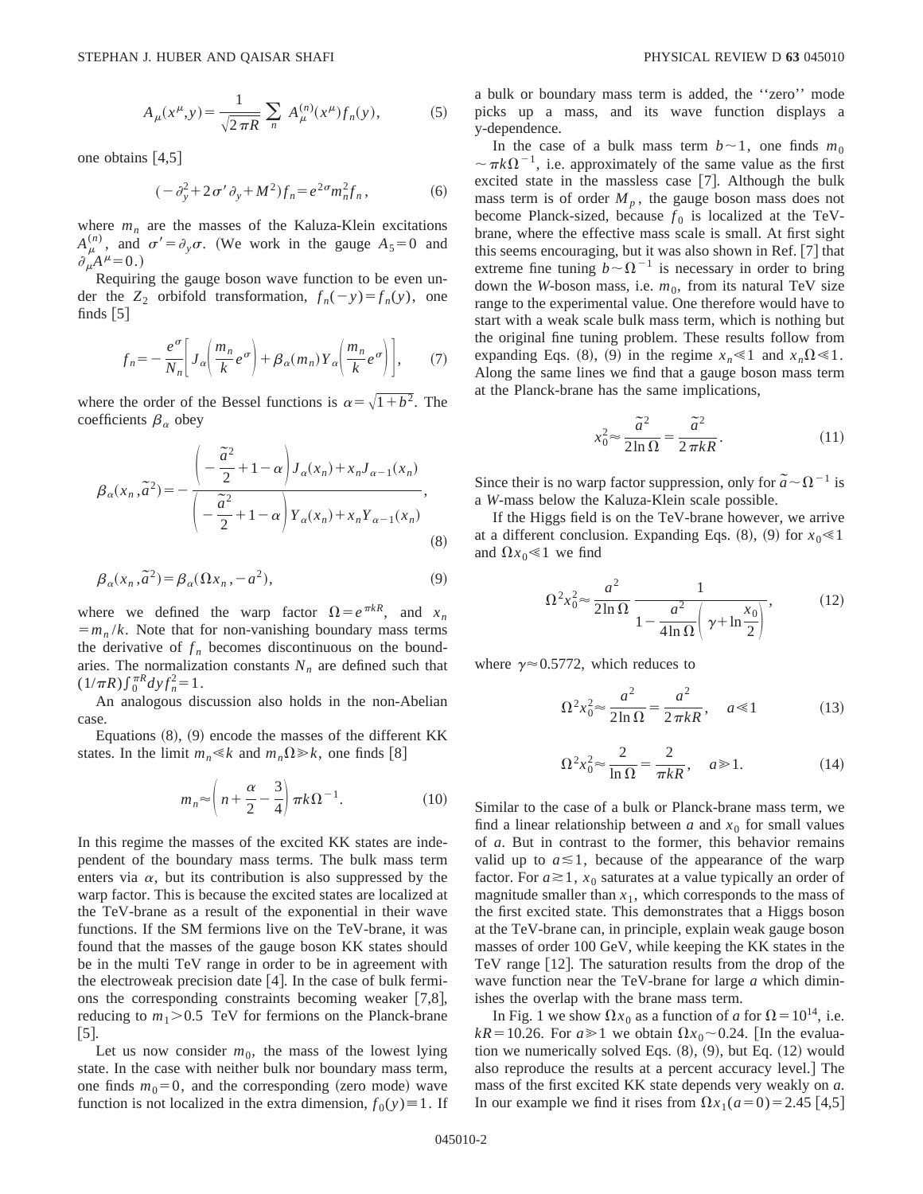$$A_\mu(x^\mu,y)=\frac{1}{\sqrt{2\pi R}}\sum_n A_\mu^{(n)}(x^\mu)f_n(y), \tag{5}$$

one obtains [4,5]

$$(-\partial_y^2+2\sigma'\partial_y+M^2)f_n=e^{2\sigma}m_n^2 f_n, \tag{6}$$

where $m_n$ are the masses of the Kaluza-Klein excitations $A_\mu^{(n)}$, and $\sigma'=\partial_y\sigma$. (We work in the gauge $A_5=0$ and $\partial_\mu A^\mu=0$.)

Requiring the gauge boson wave function to be even under the $Z_2$ orbifold transformation, $f_n(-y)=f_n(y)$, one finds [5]

$$f_n=-\frac{e^\sigma}{N_n}\left[J_\alpha\left(\frac{m_n}{k}e^\sigma\right)+\beta_\alpha(m_n)Y_\alpha\left(\frac{m_n}{k}e^\sigma\right)\right], \tag{7}$$

where the order of the Bessel functions is $\alpha=\sqrt{1+b^2}$. The coefficients $\beta_\alpha$ obey

$$\beta_\alpha(x_n,\tilde{a}^2)=-\frac{\left(-\frac{\tilde{a}^2}{2}+1-\alpha\right)J_\alpha(x_n)+x_nJ_{\alpha-1}(x_n)}{\left(-\frac{\tilde{a}^2}{2}+1-\alpha\right)Y_\alpha(x_n)+x_nY_{\alpha-1}(x_n)}, \tag{8}$$

$$\beta_\alpha(x_n,\tilde{a}^2)=\beta_\alpha(\Omega x_n,-a^2), \tag{9}$$

where we defined the warp factor $\Omega=e^{\pi kR}$, and $x_n=m_n/k$. Note that for non-vanishing boundary mass terms the derivative of $f_n$ becomes discontinuous on the boundaries. The normalization constants $N_n$ are defined such that $(1/\pi R)\int_0^{\pi R}dy f_n^2=1$.

An analogous discussion also holds in the non-Abelian case.

Equations (8), (9) encode the masses of the different KK states. In the limit $m_n \ll k$ and $m_n\Omega \gg k$, one finds [8]

$$m_n\approx\left(n+\frac{\alpha}{2}-\frac{3}{4}\right)\pi k\Omega^{-1}. \tag{10}$$

In this regime the masses of the excited KK states are independent of the boundary mass terms. The bulk mass term enters via $\alpha$, but its contribution is also suppressed by the warp factor. This is because the excited states are localized at the TeV-brane as a result of the exponential in their wave functions. If the SM fermions live on the TeV-brane, it was found that the masses of the gauge boson KK states should be in the multi TeV range in order to be in agreement with the electroweak precision date [4]. In the case of bulk fermions the corresponding constraints becoming weaker [7,8], reducing to $m_1>0.5$ TeV for fermions on the Planck-brane [5].

Let us now consider $m_0$, the mass of the lowest lying state. In the case with neither bulk nor boundary mass term, one finds $m_0=0$, and the corresponding (zero mode) wave function is not localized in the extra dimension, $f_0(y)\equiv 1$. If a bulk or boundary mass term is added, the "zero" mode picks up a mass, and its wave function displays a y-dependence.

In the case of a bulk mass term $b\sim 1$, one finds $m_0\sim\pi k\Omega^{-1}$, i.e. approximately of the same value as the first excited state in the massless case [7]. Although the bulk mass term is of order $M_p$, the gauge boson mass does not become Planck-sized, because $f_0$ is localized at the TeV-brane, where the effective mass scale is small. At first sight this seems encouraging, but it was also shown in Ref. [7] that extreme fine tuning $b\sim\Omega^{-1}$ is necessary in order to bring down the *W*-boson mass, i.e. $m_0$, from its natural TeV size range to the experimental value. One therefore would have to start with a weak scale bulk mass term, which is nothing but the original fine tuning problem. These results follow from expanding Eqs. (8), (9) in the regime $x_n\ll 1$ and $x_n\Omega\ll 1$. Along the same lines we find that a gauge boson mass term at the Planck-brane has the same implications,

$$x_0^2\approx\frac{\tilde{a}^2}{2\ln\Omega}=\frac{\tilde{a}^2}{2\pi kR}. \tag{11}$$

Since their is no warp factor suppression, only for $\tilde{a}\sim\Omega^{-1}$ is a *W*-mass below the Kaluza-Klein scale possible.

If the Higgs field is on the TeV-brane however, we arrive at a different conclusion. Expanding Eqs. (8), (9) for $x_0\ll 1$ and $\Omega x_0 \ll 1$ we find

$$\Omega^2x_0^2\approx\frac{a^2}{2\ln\Omega}\frac{1}{1-\frac{a^2}{4\ln\Omega}\left(\gamma+\ln\frac{x_0}{2}\right)}, \tag{12}$$

where $\gamma\approx 0.5772$, which reduces to

$$\Omega^2x_0^2\approx\frac{a^2}{2\ln\Omega}=\frac{a^2}{2\pi kR},\quad a\ll 1 \tag{13}$$

$$\Omega^2x_0^2\approx\frac{2}{\ln\Omega}=\frac{2}{\pi kR},\quad a\gg 1. \tag{14}$$

Similar to the case of a bulk or Planck-brane mass term, we find a linear relationship between $a$ and $x_0$ for small values of $a$. But in contrast to the former, this behavior remains valid up to $a\lesssim 1$, because of the appearance of the warp factor. For $a\gtrsim 1$, $x_0$ saturates at a value typically an order of magnitude smaller than $x_1$, which corresponds to the mass of the first excited state. This demonstrates that a Higgs boson at the TeV-brane can, in principle, explain weak gauge boson masses of order 100 GeV, while keeping the KK states in the TeV range [12]. The saturation results from the drop of the wave function near the TeV-brane for large $a$ which diminishes the overlap with the brane mass term.

In Fig. 1 we show $\Omega x_0$ as a function of $a$ for $\Omega=10^{14}$, i.e. $kR=10.26$. For $a\gg 1$ we obtain $\Omega x_0\sim 0.24$. [In the evaluation we numerically solved Eqs. (8), (9), but Eq. (12) would also reproduce the results at a percent accuracy level.] The mass of the first excited KK state depends very weakly on $a$. In our example we find it rises from $\Omega x_1(a=0)=2.45$ [4,5]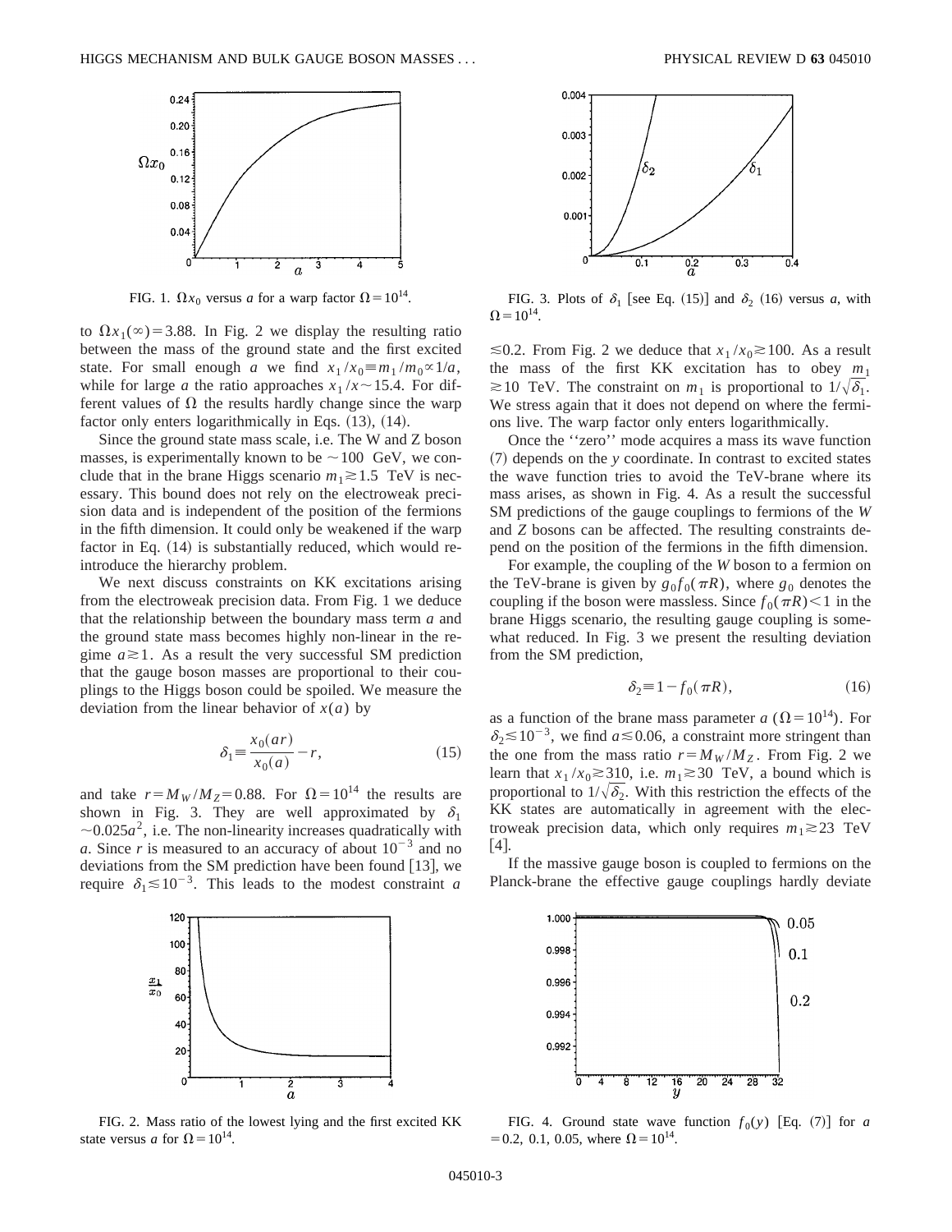FIG. 1. $\Omega x_0$ versus $a$ for a warp factor $\Omega = 10^{14}$.

to $\Omega x_1(\infty) = 3.88$. In Fig. 2 we display the resulting ratio between the mass of the ground state and the first excited state. For small enough $a$ we find $x_1/x_0 \equiv m_1/m_0 \propto 1/a$, while for large $a$ the ratio approaches $x_1/x \sim 15.4$. For different values of $\Omega$ the results hardly change since the warp factor only enters logarithmically in Eqs. (13), (14).

Since the ground state mass scale, i.e. The W and Z boson masses, is experimentally known to be $\sim 100$ GeV, we conclude that in the brane Higgs scenario $m_1 \gtrsim 1.5$ TeV is necessary. This bound does not rely on the electroweak precision data and is independent of the position of the fermions in the fifth dimension. It could only be weakened if the warp factor in Eq. (14) is substantially reduced, which would reintroduce the hierarchy problem.

We next discuss constraints on KK excitations arising from the electroweak precision data. From Fig. 1 we deduce that the relationship between the boundary mass term $a$ and the ground state mass becomes highly non-linear in the regime $a \gtrsim 1$. As a result the very successful SM prediction that the gauge boson masses are proportional to their couplings to the Higgs boson could be spoiled. We measure the deviation from the linear behavior of $x(a)$ by

$$\delta_1 \equiv \frac{x_0(ar)}{x_0(a)} - r, \tag{15}$$

and take $r = M_W/M_Z = 0.88$. For $\Omega = 10^{14}$ the results are shown in Fig. 3. They are well approximated by $\delta_1 \sim 0.025a^2$, i.e. The non-linearity increases quadratically with $a$. Since $r$ is measured to an accuracy of about $10^{-3}$ and no deviations from the SM prediction have been found [13], we require $\delta_1 \lesssim 10^{-3}$. This leads to the modest constraint $a \lesssim 0.2$. From Fig. 2 we deduce that $x_1/x_0 \gtrsim 100$. As a result the mass of the first KK excitation has to obey $m_1 \gtrsim 10$ TeV. The constraint on $m_1$ is proportional to $1/\sqrt{\delta_1}$. We stress again that it does not depend on where the fermions live. The warp factor only enters logarithmically.

FIG. 2. Mass ratio of the lowest lying and the first excited KK state versus $a$ for $\Omega = 10^{14}$.

FIG. 3. Plots of $\delta_1$ [see Eq. (15)] and $\delta_2$ (16) versus $a$, with $\Omega = 10^{14}$.

Once the "zero" mode acquires a mass its wave function (7) depends on the $y$ coordinate. In contrast to excited states the wave function tries to avoid the TeV-brane where its mass arises, as shown in Fig. 4. As a result the successful SM predictions of the gauge couplings to fermions of the $W$ and $Z$ bosons can be affected. The resulting constraints depend on the position of the fermions in the fifth dimension.

For example, the coupling of the $W$ boson to a fermion on the TeV-brane is given by $g_0 f_0(\pi R)$, where $g_0$ denotes the coupling if the boson were massless. Since $f_0(\pi R) < 1$ in the brane Higgs scenario, the resulting gauge coupling is somewhat reduced. In Fig. 3 we present the resulting deviation from the SM prediction,

$$\delta_2 \equiv 1 - f_0(\pi R), \tag{16}$$

as a function of the brane mass parameter $a$ ($\Omega = 10^{14}$). For $\delta_2 \lesssim 10^{-3}$, we find $a \lesssim 0.06$, a constraint more stringent than the one from the mass ratio $r = M_W/M_Z$. From Fig. 2 we learn that $x_1/x_0 \gtrsim 310$, i.e. $m_1 \gtrsim 30$ TeV, a bound which is proportional to $1/\sqrt{\delta_2}$. With this restriction the effects of the KK states are automatically in agreement with the electroweak precision data, which only requires $m_1 \gtrsim 23$ TeV [4].

If the massive gauge boson is coupled to fermions on the Planck-brane the effective gauge couplings hardly deviate

FIG. 4. Ground state wave function $f_0(y)$ [Eq. (7)] for $a = 0.2$, 0.1, 0.05, where $\Omega = 10^{14}$.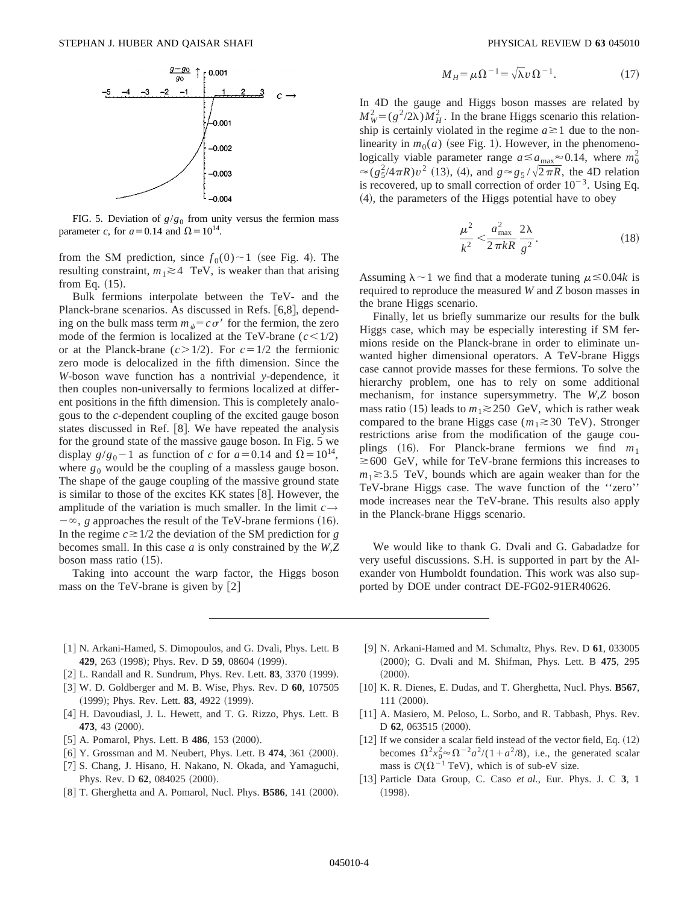$\frac{g-g_0}{g_0}$ ↑ 0.001

−5 −4 −3 −2 −1 1 2 3 $c \rightarrow$

−0.001

−0.002

−0.003

−0.004

FIG. 5. Deviation of $g/g_0$ from unity versus the fermion mass parameter $c$, for $a=0.14$ and $\Omega=10^{14}$.

from the SM prediction, since $f_0(0)\sim 1$ (see Fig. 4). The resulting constraint, $m_1 \gtrsim 4$ TeV, is weaker than that arising from Eq. (15).

Bulk fermions interpolate between the TeV- and the Planck-brane scenarios. As discussed in Refs. [6,8], depending on the bulk mass term $m_\psi = c\sigma'$ for the fermion, the zero mode of the fermion is localized at the TeV-brane ($c<1/2$) or at the Planck-brane ($c>1/2$). For $c=1/2$ the fermionic zero mode is delocalized in the fifth dimension. Since the $W$-boson wave function has a nontrivial $y$-dependence, it then couples non-universally to fermions localized at different positions in the fifth dimension. This is completely analogous to the $c$-dependent coupling of the excited gauge boson states discussed in Ref. [8]. We have repeated the analysis for the ground state of the massive gauge boson. In Fig. 5 we display $g/g_0-1$ as function of $c$ for $a=0.14$ and $\Omega=10^{14}$, where $g_0$ would be the coupling of a massless gauge boson. The shape of the gauge coupling of the massive ground state is similar to those of the excites KK states [8]. However, the amplitude of the variation is much smaller. In the limit $c\rightarrow -\infty$, $g$ approaches the result of the TeV-brane fermions (16). In the regime $c \gtrsim 1/2$ the deviation of the SM prediction for $g$ becomes small. In this case $a$ is only constrained by the $W,Z$ boson mass ratio (15).

Taking into account the warp factor, the Higgs boson mass on the TeV-brane is given by [2]

$$M_H = \mu\Omega^{-1} = \sqrt{\lambda} v \Omega^{-1}. \tag{17}$$

In 4D the gauge and Higgs boson masses are related by $M_W^2 = (g^2/2\lambda)M_H^2$. In the brane Higgs scenario this relationship is certainly violated in the regime $a \gtrsim 1$ due to the nonlinearity in $m_0(a)$ (see Fig. 1). However, in the phenomenologically viable parameter range $a \lesssim a_{\max} \approx 0.14$, where $m_0^2 \approx (g_5^2/4\pi R)v^2$ (13), (4), and $g \approx g_5/\sqrt{2\pi R}$, the 4D relation is recovered, up to small correction of order $10^{-3}$. Using Eq. (4), the parameters of the Higgs potential have to obey

$$\frac{\mu^2}{k^2} < \frac{a_{\max}^2}{2\pi kR}\frac{2\lambda}{g^2}. \tag{18}$$

Assuming $\lambda \sim 1$ we find that a moderate tuning $\mu \lesssim 0.04k$ is required to reproduce the measured $W$ and $Z$ boson masses in the brane Higgs scenario.

Finally, let us briefly summarize our results for the bulk Higgs case, which may be especially interesting if SM fermions reside on the Planck-brane in order to eliminate unwanted higher dimensional operators. A TeV-brane Higgs case cannot provide masses for these fermions. To solve the hierarchy problem, one has to rely on some additional mechanism, for instance supersymmetry. The $W,Z$ boson mass ratio (15) leads to $m_1 \gtrsim 250$ GeV, which is rather weak compared to the brane Higgs case ($m_1 \gtrsim 30$ TeV). Stronger restrictions arise from the modification of the gauge couplings (16). For Planck-brane fermions we find $m_1 \gtrsim 600$ GeV, while for TeV-brane fermions this increases to $m_1 \gtrsim 3.5$ TeV, bounds which are again weaker than for the TeV-brane Higgs case. The wave function of the "zero" mode increases near the TeV-brane. This results also apply in the Planck-brane Higgs scenario.

We would like to thank G. Dvali and G. Gabadadze for very useful discussions. S.H. is supported in part by the Alexander von Humboldt foundation. This work was also supported by DOE under contract DE-FG02-91ER40626.

---

[1] N. Arkani-Hamed, S. Dimopoulos, and G. Dvali, Phys. Lett. B **429**, 263 (1998); Phys. Rev. D **59**, 08604 (1999).

[2] L. Randall and R. Sundrum, Phys. Rev. Lett. **83**, 3370 (1999).

[3] W. D. Goldberger and M. B. Wise, Phys. Rev. D **60**, 107505 (1999); Phys. Rev. Lett. **83**, 4922 (1999).

[4] H. Davoudiasl, J. L. Hewett, and T. G. Rizzo, Phys. Lett. B **473**, 43 (2000).

[5] A. Pomarol, Phys. Lett. B **486**, 153 (2000).

[6] Y. Grossman and M. Neubert, Phys. Lett. B **474**, 361 (2000).

[7] S. Chang, J. Hisano, H. Nakano, N. Okada, and Yamaguchi, Phys. Rev. D **62**, 084025 (2000).

[8] T. Gherghetta and A. Pomarol, Nucl. Phys. **B586**, 141 (2000).

[9] N. Arkani-Hamed and M. Schmaltz, Phys. Rev. D **61**, 033005 (2000); G. Dvali and M. Shifman, Phys. Lett. B **475**, 295 (2000).

[10] K. R. Dienes, E. Dudas, and T. Gherghetta, Nucl. Phys. **B567**, 111 (2000).

[11] A. Masiero, M. Peloso, L. Sorbo, and R. Tabbash, Phys. Rev. D **62**, 063515 (2000).

[12] If we consider a scalar field instead of the vector field, Eq. (12) becomes $\Omega^2 x_0^2 \approx \Omega^{-2}a^2/(1+a^2/8)$, i.e., the generated scalar mass is $\mathcal{O}(\Omega^{-1}\,\text{TeV})$, which is of sub-eV size.

[13] Particle Data Group, C. Caso *et al.*, Eur. Phys. J. C **3**, 1 (1998).